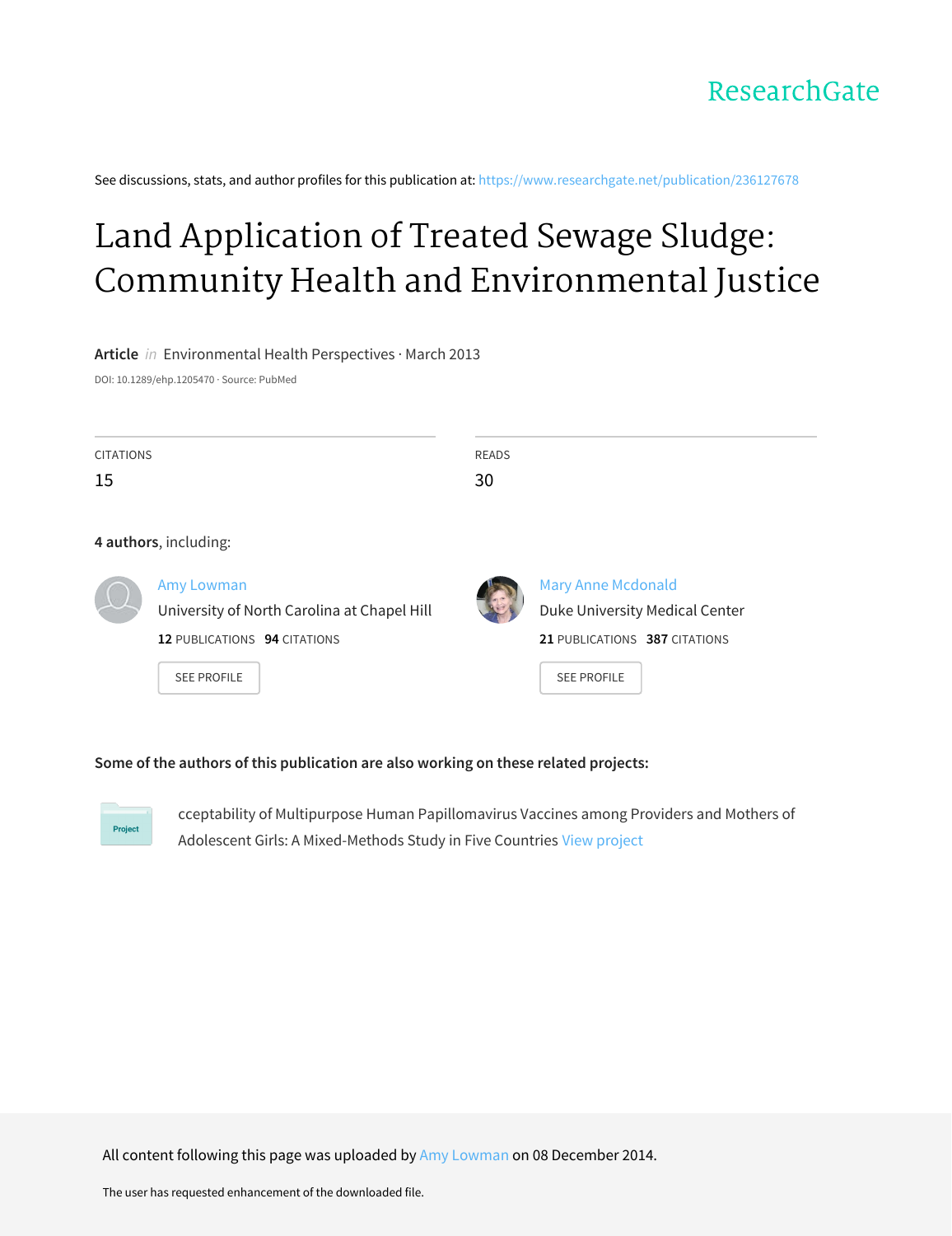ResearchGate

See discussions, stats, and author profiles for this publication at: https://www.researchgate.net/publication/236127678

# Land Application of Treated Sewage Sludge: Community Health and Environmental Justice

**Article** *in* Environmental Health Perspectives · March 2013

DOI: 10.1289/ehp.1205470 · Source: PubMed

| CITATIONS | READS |
| --- | --- |
| 15 | 30 |

**4 authors**, including:

Amy Lowman
University of North Carolina at Chapel Hill
**12** PUBLICATIONS **94** CITATIONS
SEE PROFILE

Mary Anne Mcdonald
Duke University Medical Center
**21** PUBLICATIONS **387** CITATIONS
SEE PROFILE

**Some of the authors of this publication are also working on these related projects:**

Project: cceptability of Multipurpose Human Papillomavirus Vaccines among Providers and Mothers of Adolescent Girls: A Mixed-Methods Study in Five Countries View project

All content following this page was uploaded by Amy Lowman on 08 December 2014.

The user has requested enhancement of the downloaded file.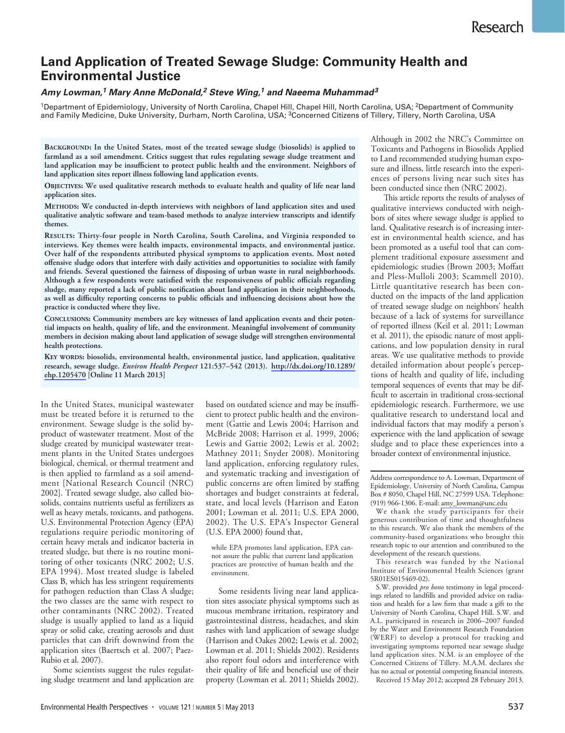# Land Application of Treated Sewage Sludge: Community Health and Environmental Justice

***Amy Lowman,[1] Mary Anne McDonald,[2] Steve Wing,[1] and Naeema Muhammad[3]***

[1]Department of Epidemiology, University of North Carolina, Chapel Hill, Chapel Hill, North Carolina, USA; [2]Department of Community and Family Medicine, Duke University, Durham, North Carolina, USA; [3]Concerned Citizens of Tillery, Tillery, North Carolina, USA

**Background: In the United States, most of the treated sewage sludge (biosolids) is applied to farmland as a soil amendment. Critics suggest that rules regulating sewage sludge treatment and land application may be insufficient to protect public health and the environment. Neighbors of land application sites report illness following land application events.**

**Objectives: We used qualitative research methods to evaluate health and quality of life near land application sites.**

**Methods: We conducted in-depth interviews with neighbors of land application sites and used qualitative analytic software and team-based methods to analyze interview transcripts and identify themes.**

**Results: Thirty-four people in North Carolina, South Carolina, and Virginia responded to interviews. Key themes were health impacts, environmental impacts, and environmental justice. Over half of the respondents attributed physical symptoms to application events. Most noted offensive sludge odors that interfere with daily activities and opportunities to socialize with family and friends. Several questioned the fairness of disposing of urban waste in rural neighborhoods. Although a few respondents were satisfied with the responsiveness of public officials regarding sludge, many reported a lack of public notification about land application in their neighborhoods, as well as difficulty reporting concerns to public officials and influencing decisions about how the practice is conducted where they live.**

**Conclusions: Community members are key witnesses of land application events and their potential impacts on health, quality of life, and the environment. Meaningful involvement of community members in decision making about land application of sewage sludge will strengthen environmental health protections.**

**Key words: biosolids, environmental health, environmental justice, land application, qualitative research, sewage sludge. *Environ Health Perspect* 121:537–542 (2013). http://dx.doi.org/10.1289/ehp.1205470 [Online 11 March 2013]**

In the United States, municipal wastewater must be treated before it is returned to the environment. Sewage sludge is the solid byproduct of wastewater treatment. Most of the sludge created by municipal wastewater treatment plants in the United States undergoes biological, chemical, or thermal treatment and is then applied to farmland as a soil amendment [National Research Council (NRC) 2002]. Treated sewage sludge, also called biosolids, contains nutrients useful as fertilizers as well as heavy metals, toxicants, and pathogens. U.S. Environmental Protection Agency (EPA) regulations require periodic monitoring of certain heavy metals and indicator bacteria in treated sludge, but there is no routine monitoring of other toxicants (NRC 2002; U.S. EPA 1994). Most treated sludge is labeled Class B, which has less stringent requirements for pathogen reduction than Class A sludge; the two classes are the same with respect to other contaminants (NRC 2002). Treated sludge is usually applied to land as a liquid spray or solid cake, creating aerosols and dust particles that can drift downwind from the application sites (Baertsch et al. 2007; Paez-Rubio et al. 2007).

Some scientists suggest the rules regulating sludge treatment and land application are based on outdated science and may be insufficient to protect public health and the environment (Gattie and Lewis 2004; Harrison and McBride 2008; Harrison et al. 1999, 2006; Lewis and Gattie 2002; Lewis et al. 2002; Mathney 2011; Snyder 2008). Monitoring land application, enforcing regulatory rules, and systematic tracking and investigation of public concerns are often limited by staffing shortages and budget constraints at federal, state, and local levels (Harrison and Eaton 2001; Lowman et al. 2011; U.S. EPA 2000, 2002). The U.S. EPA's Inspector General (U.S. EPA 2000) found that,

> while EPA promotes land application, EPA cannot assure the public that current land application practices are protective of human health and the environment.

Some residents living near land application sites associate physical symptoms such as mucous membrane irritation, respiratory and gastrointestinal distress, headaches, and skin rashes with land application of sewage sludge (Harrison and Oakes 2002; Lewis et al. 2002; Lowman et al. 2011; Shields 2002). Residents also report foul odors and interference with their quality of life and beneficial use of their property (Lowman et al. 2011; Shields 2002). Although in 2002 the NRC's Committee on Toxicants and Pathogens in Biosolids Applied to Land recommended studying human exposure and illness, little research into the experiences of persons living near such sites has been conducted since then (NRC 2002).

This article reports the results of analyses of qualitative interviews conducted with neighbors of sites where sewage sludge is applied to land. Qualitative research is of increasing interest in environmental health science, and has been promoted as a useful tool that can complement traditional exposure assessment and epidemiologic studies (Brown 2003; Moffatt and Pless-Mulloli 2003; Scammell 2010). Little quantitative research has been conducted on the impacts of the land application of treated sewage sludge on neighbors' health because of a lack of systems for surveillance of reported illness (Keil et al. 2011; Lowman et al. 2011), the episodic nature of most applications, and low population density in rural areas. We use qualitative methods to provide detailed information about people's perceptions of health and quality of life, including temporal sequences of events that may be difficult to ascertain in traditional cross-sectional epidemiologic research. Furthermore, we use qualitative research to understand local and individual factors that may modify a person's experience with the land application of sewage sludge and to place these experiences into a broader context of environmental injustice.

Address correspondence to A. Lowman, Department of Epidemiology, University of North Carolina, Campus Box # 8050, Chapel Hill, NC 27599 USA. Telephone: (919) 966-1306. E-mail: amy_lowman@unc.edu

We thank the study participants for their generous contribution of time and thoughtfulness to this research. We also thank the members of the community-based organizations who brought this research topic to our attention and contributed to the development of the research questions.

This research was funded by the National Institute of Environmental Health Sciences (grant 5R01ES015469-02).

S.W. provided *pro bono* testimony in legal proceedings related to landfills and provided advice on radiation and health for a law firm that made a gift to the University of North Carolina, Chapel Hill. S.W. and A.L. participated in research in 2006–2007 funded by the Water and Environment Research Foundation (WERF) to develop a protocol for tracking and investigating symptoms reported near sewage sludge land application sites. N.M. is an employee of the Concerned Citizens of Tillery. M.A.M. declares she has no actual or potential competing financial interests.

Received 15 May 2012; accepted 28 February 2013.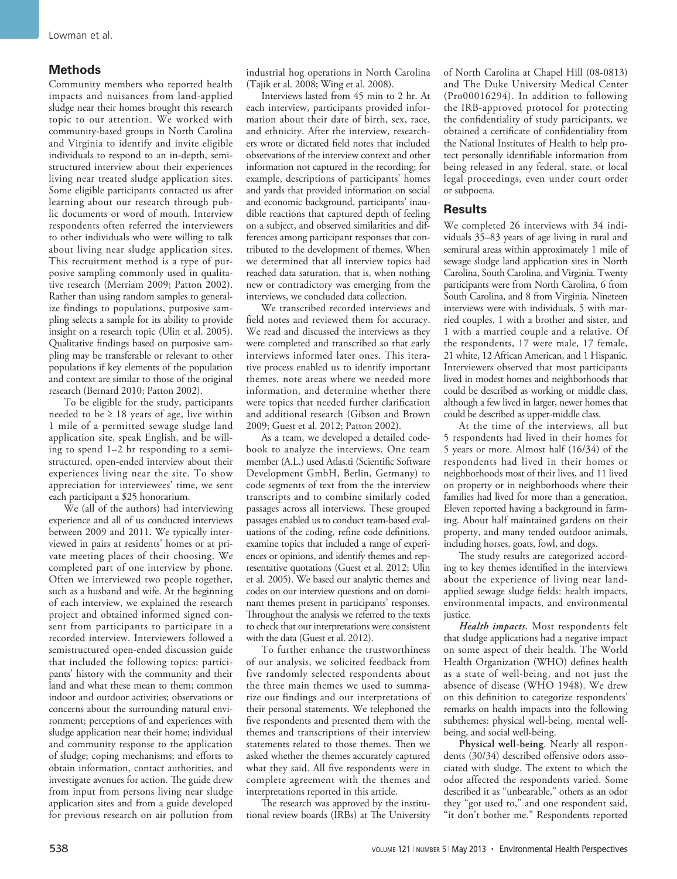## Methods

Community members who reported health impacts and nuisances from land-applied sludge near their homes brought this research topic to our attention. We worked with community-based groups in North Carolina and Virginia to identify and invite eligible individuals to respond to an in-depth, semistructured interview about their experiences living near treated sludge application sites. Some eligible participants contacted us after learning about our research through public documents or word of mouth. Interview respondents often referred the interviewers to other individuals who were willing to talk about living near sludge application sites. This recruitment method is a type of purposive sampling commonly used in qualitative research (Merriam 2009; Patton 2002). Rather than using random samples to generalize findings to populations, purposive sampling selects a sample for its ability to provide insight on a research topic (Ulin et al. 2005). Qualitative findings based on purposive sampling may be transferable or relevant to other populations if key elements of the population and context are similar to those of the original research (Bernard 2010; Patton 2002).

To be eligible for the study, participants needed to be ≥ 18 years of age, live within 1 mile of a permitted sewage sludge land application site, speak English, and be willing to spend 1–2 hr responding to a semistructured, open-ended interview about their experiences living near the site. To show appreciation for interviewees' time, we sent each participant a $25 honorarium.

We (all of the authors) had interviewing experience and all of us conducted interviews between 2009 and 2011. We typically interviewed in pairs at residents' homes or at private meeting places of their choosing. We completed part of one interview by phone. Often we interviewed two people together, such as a husband and wife. At the beginning of each interview, we explained the research project and obtained informed signed consent from participants to participate in a recorded interview. Interviewers followed a semistructured open-ended discussion guide that included the following topics: participants' history with the community and their land and what these mean to them; common indoor and outdoor activities; observations or concerns about the surrounding natural environment; perceptions of and experiences with sludge application near their home; individual and community response to the application of sludge; coping mechanisms; and efforts to obtain information, contact authorities, and investigate avenues for action. The guide drew from input from persons living near sludge application sites and from a guide developed for previous research on air pollution from industrial hog operations in North Carolina (Tajik et al. 2008; Wing et al. 2008).

Interviews lasted from 45 min to 2 hr. At each interview, participants provided information about their date of birth, sex, race, and ethnicity. After the interview, researchers wrote or dictated field notes that included observations of the interview context and other information not captured in the recording; for example, descriptions of participants' homes and yards that provided information on social and economic background, participants' inaudible reactions that captured depth of feeling on a subject, and observed similarities and differences among participant responses that contributed to the development of themes. When we determined that all interview topics had reached data saturation, that is, when nothing new or contradictory was emerging from the interviews, we concluded data collection.

We transcribed recorded interviews and field notes and reviewed them for accuracy. We read and discussed the interviews as they were completed and transcribed so that early interviews informed later ones. This iterative process enabled us to identify important themes, note areas where we needed more information, and determine whether there were topics that needed further clarification and additional research (Gibson and Brown 2009; Guest et al. 2012; Patton 2002).

As a team, we developed a detailed codebook to analyze the interviews. One team member (A.L.) used Atlas.ti (Scientific Software Development GmbH, Berlin, Germany) to code segments of text from the the interview transcripts and to combine similarly coded passages across all interviews. These grouped passages enabled us to conduct team-based evaluations of the coding, refine code definitions, examine topics that included a range of experiences or opinions, and identify themes and representative quotations (Guest et al. 2012; Ulin et al. 2005). We based our analytic themes and codes on our interview questions and on dominant themes present in participants' responses. Throughout the analysis we referred to the texts to check that our interpretations were consistent with the data (Guest et al. 2012).

To further enhance the trustworthiness of our analysis, we solicited feedback from five randomly selected respondents about the three main themes we used to summarize our findings and our interpretations of their personal statements. We telephoned the five respondents and presented them with the themes and transcriptions of their interview statements related to those themes. Then we asked whether the themes accurately captured what they said. All five respondents were in complete agreement with the themes and interpretations reported in this article.

The research was approved by the institutional review boards (IRBs) at The University of North Carolina at Chapel Hill (08-0813) and The Duke University Medical Center (Pro00016294). In addition to following the IRB-approved protocol for protecting the confidentiality of study participants, we obtained a certificate of confidentiality from the National Institutes of Health to help protect personally identifiable information from being released in any federal, state, or local legal proceedings, even under court order or subpoena.

## Results

We completed 26 interviews with 34 individuals 35–83 years of age living in rural and semirural areas within approximately 1 mile of sewage sludge land application sites in North Carolina, South Carolina, and Virginia. Twenty participants were from North Carolina, 6 from South Carolina, and 8 from Virginia. Nineteen interviews were with individuals, 5 with married couples, 1 with a brother and sister, and 1 with a married couple and a relative. Of the respondents, 17 were male, 17 female, 21 white, 12 African American, and 1 Hispanic. Interviewers observed that most participants lived in modest homes and neighborhoods that could be described as working or middle class, although a few lived in larger, newer homes that could be described as upper-middle class.

At the time of the interviews, all but 5 respondents had lived in their homes for 5 years or more. Almost half (16/34) of the respondents had lived in their homes or neighborhoods most of their lives, and 11 lived on property or in neighborhoods where their families had lived for more than a generation. Eleven reported having a background in farming. About half maintained gardens on their property, and many tended outdoor animals, including horses, goats, fowl, and dogs.

The study results are categorized according to key themes identified in the interviews about the experience of living near land-applied sewage sludge fields: health impacts, environmental impacts, and environmental justice.

***Health impacts.*** Most respondents felt that sludge applications had a negative impact on some aspect of their health. The World Health Organization (WHO) defines health as a state of well-being, and not just the absence of disease (WHO 1948). We drew on this definition to categorize respondents' remarks on health impacts into the following subthemes: physical well-being, mental well-being, and social well-being.

**Physical well-being**. Nearly all respondents (30/34) described offensive odors associated with sludge. The extent to which the odor affected the respondents varied. Some described it as "unbearable," others as an odor they "got used to," and one respondent said, "it don't bother me." Respondents reported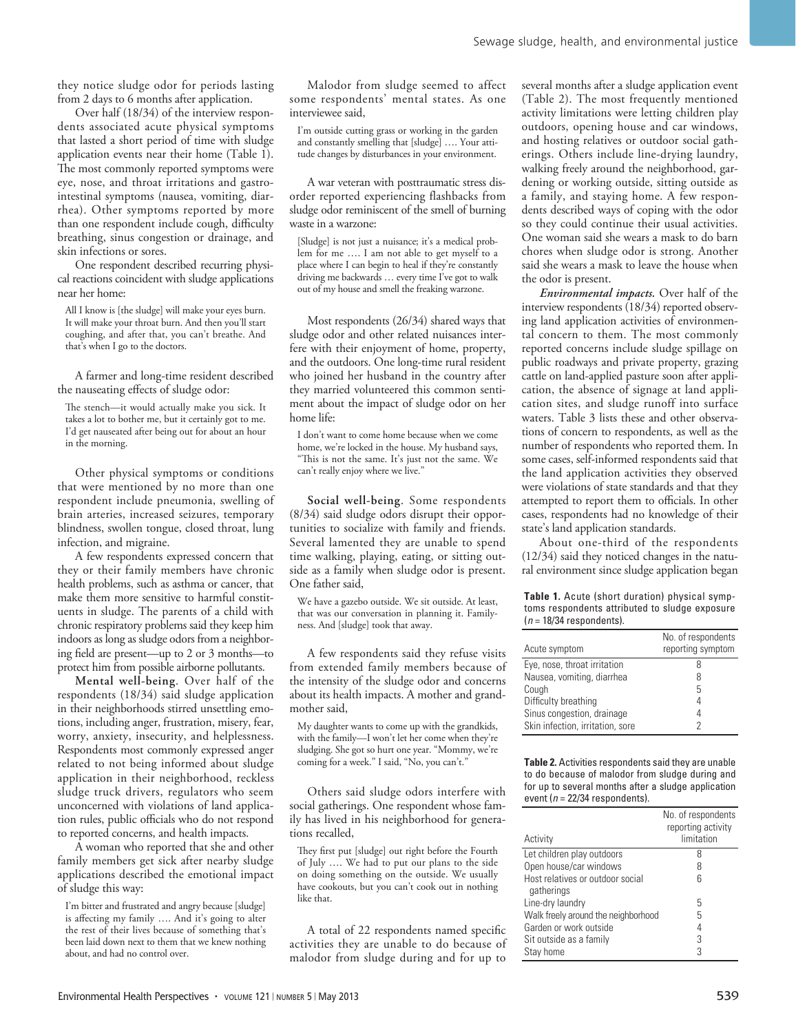they notice sludge odor for periods lasting from 2 days to 6 months after application.

Over half (18/34) of the interview respondents associated acute physical symptoms that lasted a short period of time with sludge application events near their home (Table 1). The most commonly reported symptoms were eye, nose, and throat irritations and gastrointestinal symptoms (nausea, vomiting, diarrhea). Other symptoms reported by more than one respondent include cough, difficulty breathing, sinus congestion or drainage, and skin infections or sores.

One respondent described recurring physical reactions coincident with sludge applications near her home:

> All I know is [the sludge] will make your eyes burn. It will make your throat burn. And then you'll start coughing, and after that, you can't breathe. And that's when I go to the doctors.

A farmer and long-time resident described the nauseating effects of sludge odor:

> The stench—it would actually make you sick. It takes a lot to bother me, but it certainly got to me. I'd get nauseated after being out for about an hour in the morning.

Other physical symptoms or conditions that were mentioned by no more than one respondent include pneumonia, swelling of brain arteries, increased seizures, temporary blindness, swollen tongue, closed throat, lung infection, and migraine.

A few respondents expressed concern that they or their family members have chronic health problems, such as asthma or cancer, that make them more sensitive to harmful constituents in sludge. The parents of a child with chronic respiratory problems said they keep him indoors as long as sludge odors from a neighboring field are present—up to 2 or 3 months—to protect him from possible airborne pollutants.

**Mental well-being**. Over half of the respondents (18/34) said sludge application in their neighborhoods stirred unsettling emotions, including anger, frustration, misery, fear, worry, anxiety, insecurity, and helplessness. Respondents most commonly expressed anger related to not being informed about sludge application in their neighborhood, reckless sludge truck drivers, regulators who seem unconcerned with violations of land application rules, public officials who do not respond to reported concerns, and health impacts.

A woman who reported that she and other family members get sick after nearby sludge applications described the emotional impact of sludge this way:

> I'm bitter and frustrated and angry because [sludge] is affecting my family …. And it's going to alter the rest of their lives because of something that's been laid down next to them that we knew nothing about, and had no control over.

Malodor from sludge seemed to affect some respondents' mental states. As one interviewee said,

> I'm outside cutting grass or working in the garden and constantly smelling that [sludge] …. Your attitude changes by disturbances in your environment.

A war veteran with posttraumatic stress disorder reported experiencing flashbacks from sludge odor reminiscent of the smell of burning waste in a warzone:

> [Sludge] is not just a nuisance; it's a medical problem for me …. I am not able to get myself to a place where I can begin to heal if they're constantly driving me backwards … every time I've got to walk out of my house and smell the freaking warzone.

Most respondents (26/34) shared ways that sludge odor and other related nuisances interfere with their enjoyment of home, property, and the outdoors. One long-time rural resident who joined her husband in the country after they married volunteered this common sentiment about the impact of sludge odor on her home life:

> I don't want to come home because when we come home, we're locked in the house. My husband says, "This is not the same. It's just not the same. We can't really enjoy where we live."

**Social well-being**. Some respondents (8/34) said sludge odors disrupt their opportunities to socialize with family and friends. Several lamented they are unable to spend time walking, playing, eating, or sitting outside as a family when sludge odor is present. One father said,

> We have a gazebo outside. We sit outside. At least, that was our conversation in planning it. Familyness. And [sludge] took that away.

A few respondents said they refuse visits from extended family members because of the intensity of the sludge odor and concerns about its health impacts. A mother and grandmother said,

> My daughter wants to come up with the grandkids, with the family—I won't let her come when they're sludging. She got so hurt one year. "Mommy, we're coming for a week." I said, "No, you can't."

Others said sludge odors interfere with social gatherings. One respondent whose family has lived in his neighborhood for generations recalled,

> They first put [sludge] out right before the Fourth of July …. We had to put our plans to the side on doing something on the outside. We usually have cookouts, but you can't cook out in nothing like that.

A total of 22 respondents named specific activities they are unable to do because of malodor from sludge during and for up to several months after a sludge application event (Table 2). The most frequently mentioned activity limitations were letting children play outdoors, opening house and car windows, and hosting relatives or outdoor social gatherings. Others include line-drying laundry, walking freely around the neighborhood, gardening or working outside, sitting outside as a family, and staying home. A few respondents described ways of coping with the odor so they could continue their usual activities. One woman said she wears a mask to do barn chores when sludge odor is strong. Another said she wears a mask to leave the house when the odor is present.

*Environmental impacts.* Over half of the interview respondents (18/34) reported observing land application activities of environmental concern to them. The most commonly reported concerns include sludge spillage on public roadways and private property, grazing cattle on land-applied pasture soon after application, the absence of signage at land application sites, and sludge runoff into surface waters. Table 3 lists these and other observations of concern to respondents, as well as the number of respondents who reported them. In some cases, self-informed respondents said that the land application activities they observed were violations of state standards and that they attempted to report them to officials. In other cases, respondents had no knowledge of their state's land application standards.

About one-third of the respondents (12/34) said they noticed changes in the natural environment since sludge application began

**Table 1.** Acute (short duration) physical symptoms respondents attributed to sludge exposure ($n$ = 18/34 respondents).

| Acute symptom | No. of respondents reporting symptom |
|---|---|
| Eye, nose, throat irritation | 8 |
| Nausea, vomiting, diarrhea | 8 |
| Cough | 5 |
| Difficulty breathing | 4 |
| Sinus congestion, drainage | 4 |
| Skin infection, irritation, sore | 2 |

**Table 2.** Activities respondents said they are unable to do because of malodor from sludge during and for up to several months after a sludge application event ($n$ = 22/34 respondents).

| Activity | No. of respondents reporting activity limitation |
|---|---|
| Let children play outdoors | 8 |
| Open house/car windows | 8 |
| Host relatives or outdoor social gatherings | 6 |
| Line-dry laundry | 5 |
| Walk freely around the neighborhood | 5 |
| Garden or work outside | 4 |
| Sit outside as a family | 3 |
| Stay home | 3 |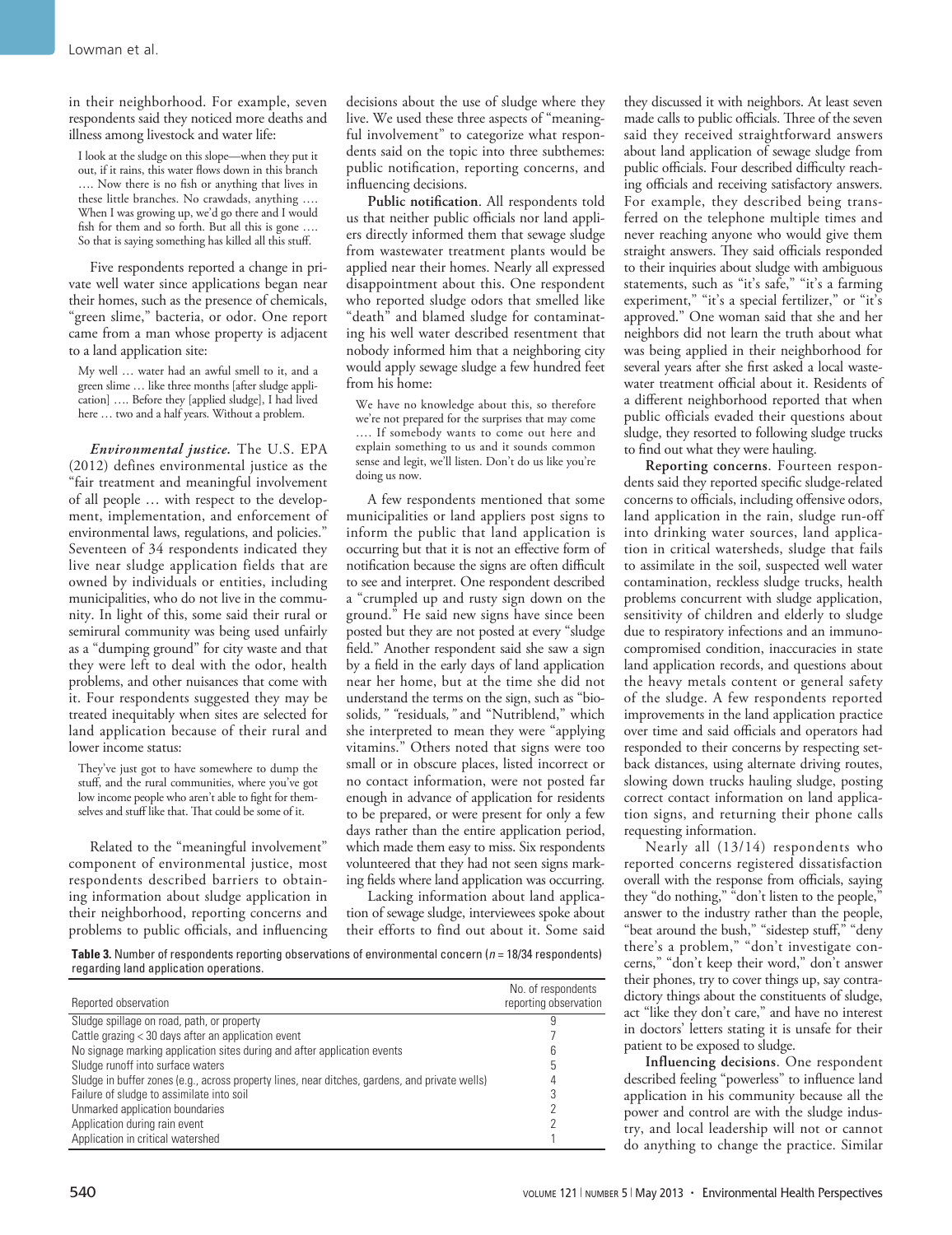in their neighborhood. For example, seven respondents said they noticed more deaths and illness among livestock and water life:

> I look at the sludge on this slope—when they put it out, if it rains, this water flows down in this branch …. Now there is no fish or anything that lives in these little branches. No crawdads, anything …. When I was growing up, we'd go there and I would fish for them and so forth. But all this is gone …. So that is saying something has killed all this stuff.

Five respondents reported a change in private well water since applications began near their homes, such as the presence of chemicals, "green slime," bacteria, or odor. One report came from a man whose property is adjacent to a land application site:

> My well … water had an awful smell to it, and a green slime … like three months [after sludge application] …. Before they [applied sludge], I had lived here … two and a half years. Without a problem.

***Environmental justice.*** The U.S. EPA (2012) defines environmental justice as the "fair treatment and meaningful involvement of all people … with respect to the development, implementation, and enforcement of environmental laws, regulations, and policies." Seventeen of 34 respondents indicated they live near sludge application fields that are owned by individuals or entities, including municipalities, who do not live in the community. In light of this, some said their rural or semirural community was being used unfairly as a "dumping ground" for city waste and that they were left to deal with the odor, health problems, and other nuisances that come with it. Four respondents suggested they may be treated inequitably when sites are selected for land application because of their rural and lower income status:

> They've just got to have somewhere to dump the stuff, and the rural communities, where you've got low income people who aren't able to fight for themselves and stuff like that. That could be some of it.

Related to the "meaningful involvement" component of environmental justice, most respondents described barriers to obtaining information about sludge application in their neighborhood, reporting concerns and problems to public officials, and influencing decisions about the use of sludge where they live. We used these three aspects of "meaningful involvement" to categorize what respondents said on the topic into three subthemes: public notification, reporting concerns, and influencing decisions.

**Public notification**. All respondents told us that neither public officials nor land appliers directly informed them that sewage sludge from wastewater treatment plants would be applied near their homes. Nearly all expressed disappointment about this. One respondent who reported sludge odors that smelled like "death" and blamed sludge for contaminating his well water described resentment that nobody informed him that a neighboring city would apply sewage sludge a few hundred feet from his home:

> We have no knowledge about this, so therefore we're not prepared for the surprises that may come …. If somebody wants to come out here and explain something to us and it sounds common sense and legit, we'll listen. Don't do us like you're doing us now.

A few respondents mentioned that some municipalities or land appliers post signs to inform the public that land application is occurring but that it is not an effective form of notification because the signs are often difficult to see and interpret. One respondent described a "crumpled up and rusty sign down on the ground." He said new signs have since been posted but they are not posted at every "sludge field." Another respondent said she saw a sign by a field in the early days of land application near her home, but at the time she did not understand the terms on the sign, such as "biosolids," "residuals," and "Nutriblend," which she interpreted to mean they were "applying vitamins." Others noted that signs were too small or in obscure places, listed incorrect or no contact information, were not posted far enough in advance of application for residents to be prepared, or were present for only a few days rather than the entire application period, which made them easy to miss. Six respondents volunteered that they had not seen signs marking fields where land application was occurring.

Lacking information about land application of sewage sludge, interviewees spoke about their efforts to find out about it. Some said they discussed it with neighbors. At least seven made calls to public officials. Three of the seven said they received straightforward answers about land application of sewage sludge from public officials. Four described difficulty reaching officials and receiving satisfactory answers. For example, they described being transferred on the telephone multiple times and never reaching anyone who would give them straight answers. They said officials responded to their inquiries about sludge with ambiguous statements, such as "it's safe," "it's a farming experiment," "it's a special fertilizer," or "it's approved." One woman said that she and her neighbors did not learn the truth about what was being applied in their neighborhood for several years after she first asked a local wastewater treatment official about it. Residents of a different neighborhood reported that when public officials evaded their questions about sludge, they resorted to following sludge trucks to find out what they were hauling.

**Reporting concerns**. Fourteen respondents said they reported specific sludge-related concerns to officials, including offensive odors, land application in the rain, sludge run-off into drinking water sources, land application in critical watersheds, sludge that fails to assimilate in the soil, suspected well water contamination, reckless sludge trucks, health problems concurrent with sludge application, sensitivity of children and elderly to sludge due to respiratory infections and an immunocompromised condition, inaccuracies in state land application records, and questions about the heavy metals content or general safety of the sludge. A few respondents reported improvements in the land application practice over time and said officials and operators had responded to their concerns by respecting setback distances, using alternate driving routes, slowing down trucks hauling sludge, posting correct contact information on land application signs, and returning their phone calls requesting information.

Nearly all (13/14) respondents who reported concerns registered dissatisfaction overall with the response from officials, saying they "do nothing," "don't listen to the people," answer to the industry rather than the people, "beat around the bush," "sidestep stuff," "deny there's a problem," "don't investigate concerns," "don't keep their word," don't answer their phones, try to cover things up, say contradictory things about the constituents of sludge, act "like they don't care," and have no interest in doctors' letters stating it is unsafe for their patient to be exposed to sludge.

**Influencing decisions**. One respondent described feeling "powerless" to influence land application in his community because all the power and control are with the sludge industry, and local leadership will not or cannot do anything to change the practice. Similar

**Table 3.** Number of respondents reporting observations of environmental concern ($n$ = 18/34 respondents) regarding land application operations.

| Reported observation | No. of respondents reporting observation |
|---|---|
| Sludge spillage on road, path, or property | 9 |
| Cattle grazing < 30 days after an application event | 7 |
| No signage marking application sites during and after application events | 6 |
| Sludge runoff into surface waters | 5 |
| Sludge in buffer zones (e.g., across property lines, near ditches, gardens, and private wells) | 4 |
| Failure of sludge to assimilate into soil | 3 |
| Unmarked application boundaries | 2 |
| Application during rain event | 2 |
| Application in critical watershed | 1 |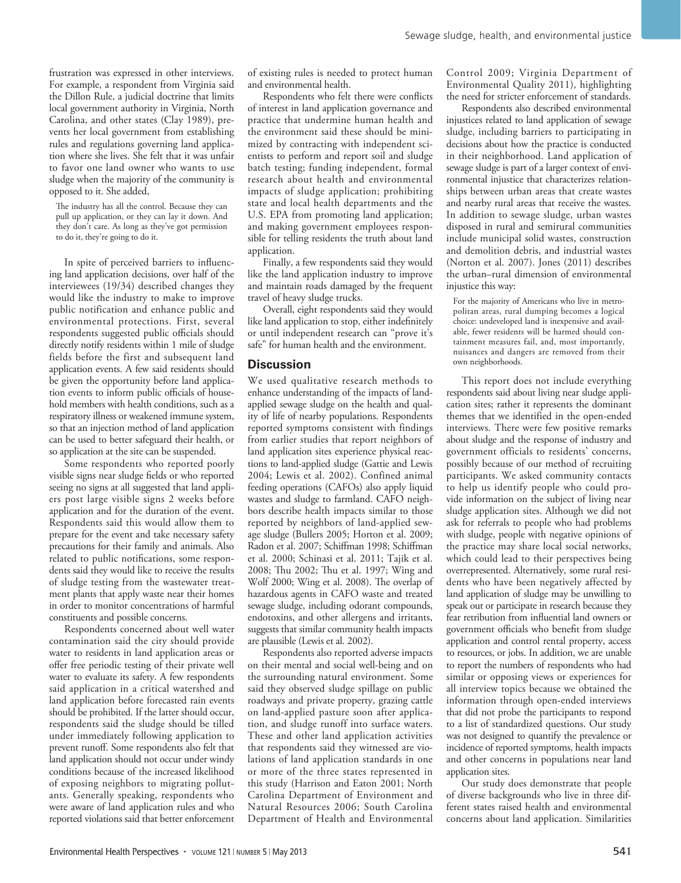frustration was expressed in other interviews. For example, a respondent from Virginia said the Dillon Rule, a judicial doctrine that limits local government authority in Virginia, North Carolina, and other states (Clay 1989), prevents her local government from establishing rules and regulations governing land application where she lives. She felt that it was unfair to favor one land owner who wants to use sludge when the majority of the community is opposed to it. She added,

> The industry has all the control. Because they can pull up application, or they can lay it down. And they don't care. As long as they've got permission to do it, they're going to do it.

In spite of perceived barriers to influencing land application decisions, over half of the interviewees (19/34) described changes they would like the industry to make to improve public notification and enhance public and environmental protections. First, several respondents suggested public officials should directly notify residents within 1 mile of sludge fields before the first and subsequent land application events. A few said residents should be given the opportunity before land application events to inform public officials of household members with health conditions, such as a respiratory illness or weakened immune system, so that an injection method of land application can be used to better safeguard their health, or so application at the site can be suspended.

Some respondents who reported poorly visible signs near sludge fields or who reported seeing no signs at all suggested that land appliers post large visible signs 2 weeks before application and for the duration of the event. Respondents said this would allow them to prepare for the event and take necessary safety precautions for their family and animals. Also related to public notifications, some respondents said they would like to receive the results of sludge testing from the wastewater treatment plants that apply waste near their homes in order to monitor concentrations of harmful constituents and possible concerns.

Respondents concerned about well water contamination said the city should provide water to residents in land application areas or offer free periodic testing of their private well water to evaluate its safety. A few respondents said application in a critical watershed and land application before forecasted rain events should be prohibited. If the latter should occur, respondents said the sludge should be tilled under immediately following application to prevent runoff. Some respondents also felt that land application should not occur under windy conditions because of the increased likelihood of exposing neighbors to migrating pollutants. Generally speaking, respondents who were aware of land application rules and who reported violations said that better enforcement of existing rules is needed to protect human and environmental health.

Respondents who felt there were conflicts of interest in land application governance and practice that undermine human health and the environment said these should be minimized by contracting with independent scientists to perform and report soil and sludge batch testing; funding independent, formal research about health and environmental impacts of sludge application; prohibiting state and local health departments and the U.S. EPA from promoting land application; and making government employees responsible for telling residents the truth about land application.

Finally, a few respondents said they would like the land application industry to improve and maintain roads damaged by the frequent travel of heavy sludge trucks.

Overall, eight respondents said they would like land application to stop, either indefinitely or until independent research can "prove it's safe" for human health and the environment.

## Discussion

We used qualitative research methods to enhance understanding of the impacts of land-applied sewage sludge on the health and quality of life of nearby populations. Respondents reported symptoms consistent with findings from earlier studies that report neighbors of land application sites experience physical reactions to land-applied sludge (Gattie and Lewis 2004; Lewis et al. 2002). Confined animal feeding operations (CAFOs) also apply liquid wastes and sludge to farmland. CAFO neighbors describe health impacts similar to those reported by neighbors of land-applied sewage sludge (Bullers 2005; Horton et al. 2009; Radon et al. 2007; Schiffman 1998; Schiffman et al. 2000; Schinasi et al. 2011; Tajik et al. 2008; Thu 2002; Thu et al. 1997; Wing and Wolf 2000; Wing et al. 2008). The overlap of hazardous agents in CAFO waste and treated sewage sludge, including odorant compounds, endotoxins, and other allergens and irritants, suggests that similar community health impacts are plausible (Lewis et al. 2002).

Respondents also reported adverse impacts on their mental and social well-being and on the surrounding natural environment. Some said they observed sludge spillage on public roadways and private property, grazing cattle on land-applied pasture soon after application, and sludge runoff into surface waters. These and other land application activities that respondents said they witnessed are violations of land application standards in one or more of the three states represented in this study (Harrison and Eaton 2001; North Carolina Department of Environment and Natural Resources 2006; South Carolina Department of Health and Environmental Control 2009; Virginia Department of Environmental Quality 2011), highlighting the need for stricter enforcement of standards.

Respondents also described environmental injustices related to land application of sewage sludge, including barriers to participating in decisions about how the practice is conducted in their neighborhood. Land application of sewage sludge is part of a larger context of environmental injustice that characterizes relationships between urban areas that create wastes and nearby rural areas that receive the wastes. In addition to sewage sludge, urban wastes disposed in rural and semirural communities include municipal solid wastes, construction and demolition debris, and industrial wastes (Norton et al. 2007). Jones (2011) describes the urban–rural dimension of environmental injustice this way:

> For the majority of Americans who live in metropolitan areas, rural dumping becomes a logical choice: undeveloped land is inexpensive and available, fewer residents will be harmed should containment measures fail, and, most importantly, nuisances and dangers are removed from their own neighborhoods.

This report does not include everything respondents said about living near sludge application sites; rather it represents the dominant themes that we identified in the open-ended interviews. There were few positive remarks about sludge and the response of industry and government officials to residents' concerns, possibly because of our method of recruiting participants. We asked community contacts to help us identify people who could provide information on the subject of living near sludge application sites. Although we did not ask for referrals to people who had problems with sludge, people with negative opinions of the practice may share local social networks, which could lead to their perspectives being overrepresented. Alternatively, some rural residents who have been negatively affected by land application of sludge may be unwilling to speak out or participate in research because they fear retribution from influential land owners or government officials who benefit from sludge application and control rental property, access to resources, or jobs. In addition, we are unable to report the numbers of respondents who had similar or opposing views or experiences for all interview topics because we obtained the information through open-ended interviews that did not probe the participants to respond to a list of standardized questions. Our study was not designed to quantify the prevalence or incidence of reported symptoms, health impacts and other concerns in populations near land application sites.

Our study does demonstrate that people of diverse backgrounds who live in three different states raised health and environmental concerns about land application. Similarities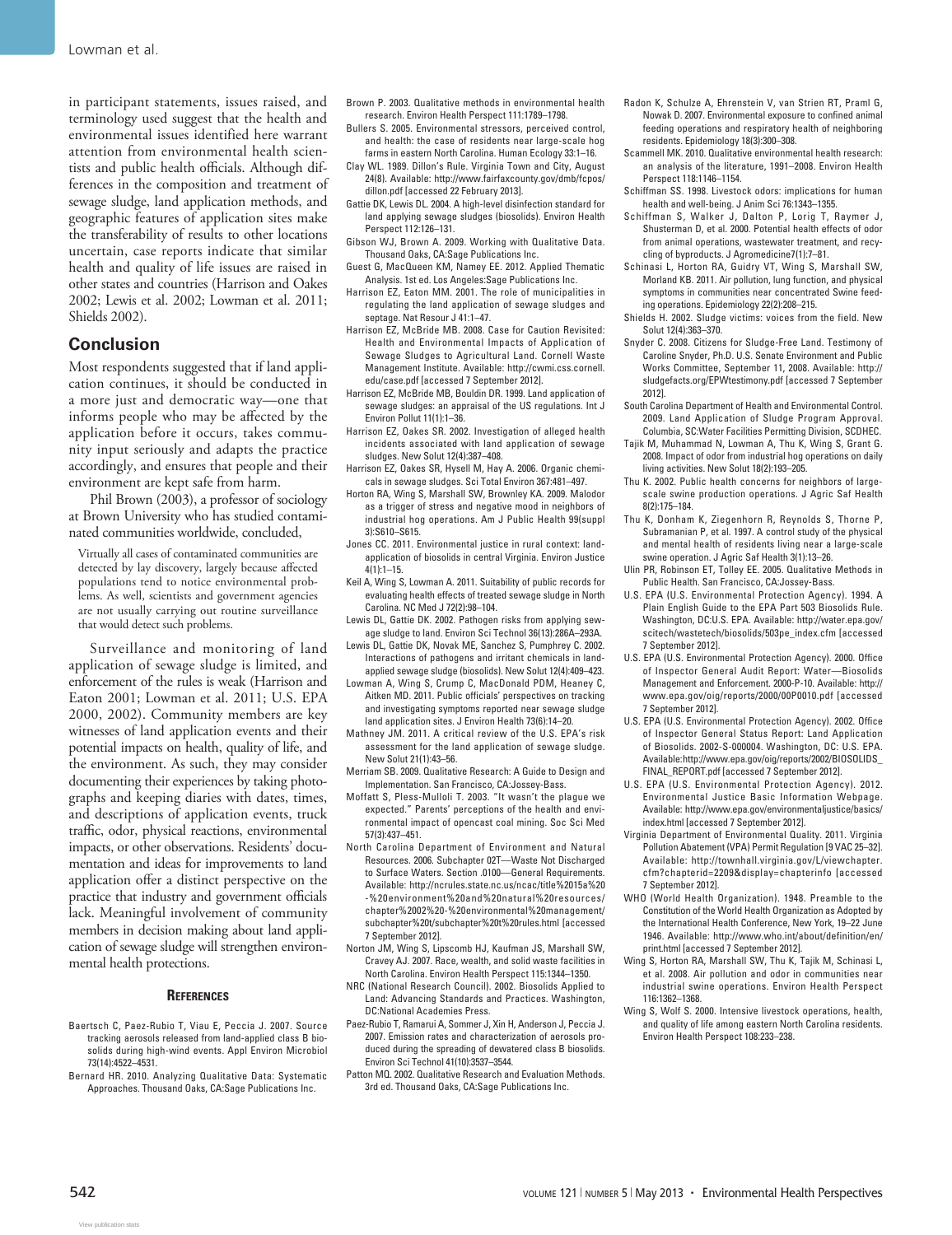in participant statements, issues raised, and terminology used suggest that the health and environmental issues identified here warrant attention from environmental health scientists and public health officials. Although differences in the composition and treatment of sewage sludge, land application methods, and geographic features of application sites make the transferability of results to other locations uncertain, case reports indicate that similar health and quality of life issues are raised in other states and countries (Harrison and Oakes 2002; Lewis et al. 2002; Lowman et al. 2011; Shields 2002).

## Conclusion

Most respondents suggested that if land application continues, it should be conducted in a more just and democratic way—one that informs people who may be affected by the application before it occurs, takes community input seriously and adapts the practice accordingly, and ensures that people and their environment are kept safe from harm.

Phil Brown (2003), a professor of sociology at Brown University who has studied contaminated communities worldwide, concluded,

> Virtually all cases of contaminated communities are detected by lay discovery, largely because affected populations tend to notice environmental problems. As well, scientists and government agencies are not usually carrying out routine surveillance that would detect such problems.

Surveillance and monitoring of land application of sewage sludge is limited, and enforcement of the rules is weak (Harrison and Eaton 2001; Lowman et al. 2011; U.S. EPA 2000, 2002). Community members are key witnesses of land application events and their potential impacts on health, quality of life, and the environment. As such, they may consider documenting their experiences by taking photographs and keeping diaries with dates, times, and descriptions of application events, truck traffic, odor, physical reactions, environmental impacts, or other observations. Residents' documentation and ideas for improvements to land application offer a distinct perspective on the practice that industry and government officials lack. Meaningful involvement of community members in decision making about land application of sewage sludge will strengthen environmental health protections.

### References

Baertsch C, Paez-Rubio T, Viau E, Peccia J. 2007. Source tracking aerosols released from land-applied class B biosolids during high-wind events. Appl Environ Microbiol 73(14):4522–4531.

Bernard HR. 2010. Analyzing Qualitative Data: Systematic Approaches. Thousand Oaks, CA:Sage Publications Inc.

Brown P. 2003. Qualitative methods in environmental health research. Environ Health Perspect 111:1789–1798.

Bullers S. 2005. Environmental stressors, perceived control, and health: the case of residents near large-scale hog farms in eastern North Carolina. Human Ecology 33:1–16.

Clay WL. 1989. Dillon's Rule. Virginia Town and City, August 24(8). Available: http://www.fairfaxcounty.gov/dmb/fcpos/dillon.pdf [accessed 22 February 2013].

Gattie DK, Lewis DL. 2004. A high-level disinfection standard for land applying sewage sludges (biosolids). Environ Health Perspect 112:126–131.

Gibson WJ, Brown A. 2009. Working with Qualitative Data. Thousand Oaks, CA:Sage Publications Inc.

Guest G, MacQueen KM, Namey EE. 2012. Applied Thematic Analysis. 1st ed. Los Angeles:Sage Publications Inc.

Harrison EZ, Eaton MM. 2001. The role of municipalities in regulating the land application of sewage sludges and septage. Nat Resour J 41:1–47.

Harrison EZ, McBride MB. 2008. Case for Caution Revisited: Health and Environmental Impacts of Application of Sewage Sludges to Agricultural Land. Cornell Waste Management Institute. Available: http://cwmi.css.cornell.edu/case.pdf [accessed 7 September 2012].

Harrison EZ, McBride MB, Bouldin DR. 1999. Land application of sewage sludges: an appraisal of the US regulations. Int J Environ Pollut 11(1):1–36.

Harrison EZ, Oakes SR. 2002. Investigation of alleged health incidents associated with land application of sewage sludges. New Solut 12(4):387–408.

Harrison EZ, Oakes SR, Hysell M, Hay A. 2006. Organic chemicals in sewage sludges. Sci Total Environ 367:481–497.

Horton RA, Wing S, Marshall SW, Brownley KA. 2009. Malodor as a trigger of stress and negative mood in neighbors of industrial hog operations. Am J Public Health 99(suppl 3):S610–S615.

Jones CC. 2011. Environmental justice in rural context: land-application of biosolids in central Virginia. Environ Justice 4(1):1–15.

Keil A, Wing S, Lowman A. 2011. Suitability of public records for evaluating health effects of treated sewage sludge in North Carolina. NC Med J 72(2):98–104.

Lewis DL, Gattie DK. 2002. Pathogen risks from applying sewage sludge to land. Environ Sci Technol 36(13):286A–293A.

Lewis DL, Gattie DK, Novak ME, Sanchez S, Pumphrey C. 2002. Interactions of pathogens and irritant chemicals in land-applied sewage sludge (biosolids). New Solut 12(4):409–423.

Lowman A, Wing S, Crump C, MacDonald PDM, Heaney C, Aitken MD. 2011. Public officials' perspectives on tracking and investigating symptoms reported near sewage sludge land application sites. J Environ Health 73(6):14–20.

Mathney JM. 2011. A critical review of the U.S. EPA's risk assessment for the land application of sewage sludge. New Solut 21(1):43–56.

Merriam SB. 2009. Qualitative Research: A Guide to Design and Implementation. San Francisco, CA:Jossey-Bass.

Moffatt S, Pless-Mulloli T. 2003. "It wasn't the plague we expected." Parents' perceptions of the health and environmental impact of opencast coal mining. Soc Sci Med 57(3):437–451.

North Carolina Department of Environment and Natural Resources. 2006. Subchapter 02T—Waste Not Discharged to Surface Waters. Section .0100—General Requirements. Available: http://ncrules.state.nc.us/ncac/title%2015a%20-%20environment%20and%20natural%20resources/chapter%2002%20-%20environmental%20management/subchapter%20t/subchapter%20t%20rules.html [accessed 7 September 2012].

Norton JM, Wing S, Lipscomb HJ, Kaufman JS, Marshall SW, Cravey AJ. 2007. Race, wealth, and solid waste facilities in North Carolina. Environ Health Perspect 115:1344–1350.

NRC (National Research Council). 2002. Biosolids Applied to Land: Advancing Standards and Practices. Washington, DC:National Academies Press.

Paez-Rubio T, Ramarui A, Sommer J, Xin H, Anderson J, Peccia J. 2007. Emission rates and characterization of aerosols produced during the spreading of dewatered class B biosolids. Environ Sci Technol 41(10):3537–3544.

Patton MQ. 2002. Qualitative Research and Evaluation Methods. 3rd ed. Thousand Oaks, CA:Sage Publications Inc.

Radon K, Schulze A, Ehrenstein V, van Strien RT, Praml G, Nowak D. 2007. Environmental exposure to confined animal feeding operations and respiratory health of neighboring residents. Epidemiology 18(3):300–308.

Scammell MK. 2010. Qualitative environmental health research: an analysis of the literature, 1991–2008. Environ Health Perspect 118:1146–1154.

Schiffman SS. 1998. Livestock odors: implications for human health and well-being. J Anim Sci 76:1343–1355.

Schiffman S, Walker J, Dalton P, Lorig T, Raymer J, Shusterman D, et al. 2000. Potential health effects of odor from animal operations, wastewater treatment, and recycling of byproducts. J Agromedicine 7(1):7–81.

Schinasi L, Horton RA, Guidry VT, Wing S, Marshall SW, Morland KB. 2011. Air pollution, lung function, and physical symptoms in communities near concentrated Swine feeding operations. Epidemiology 22(2):208–215.

Shields H. 2002. Sludge victims: voices from the field. New Solut 12(4):363–370.

Snyder C. 2008. Citizens for Sludge-Free Land. Testimony of Caroline Snyder, Ph.D. U.S. Senate Environment and Public Works Committee, September 11, 2008. Available: http://sludgefacts.org/EPWtestimony.pdf [accessed 7 September 2012].

South Carolina Department of Health and Environmental Control. 2009. Land Application of Sludge Program Approval. Columbia, SC:Water Facilities Permitting Division, SCDHEC.

Tajik M, Muhammad N, Lowman A, Thu K, Wing S, Grant G. 2008. Impact of odor from industrial hog operations on daily living activities. New Solut 18(2):193–205.

Thu K. 2002. Public health concerns for neighbors of large-scale swine production operations. J Agric Saf Health 8(2):175–184.

Thu K, Donham K, Ziegenhorn R, Reynolds S, Thorne P, Subramanian P, et al. 1997. A control study of the physical and mental health of residents living near a large-scale swine operation. J Agric Saf Health 3(1):13–26.

Ulin PR, Robinson ET, Tolley EE. 2005. Qualitative Methods in Public Health. San Francisco, CA:Jossey-Bass.

U.S. EPA (U.S. Environmental Protection Agency). 1994. A Plain English Guide to the EPA Part 503 Biosolids Rule. Washington, DC:U.S. EPA. Available: http://water.epa.gov/scitech/wastetech/biosolids/503pe_index.cfm [accessed 7 September 2012].

U.S. EPA (U.S. Environmental Protection Agency). 2000. Office of Inspector General Audit Report: Water—Biosolids Management and Enforcement. 2000-P-10. Available: http://www.epa.gov/oig/reports/2000/00P0010.pdf [accessed 7 September 2012].

U.S. EPA (U.S. Environmental Protection Agency). 2002. Office of Inspector General Status Report: Land Application of Biosolids. 2002-S-000004. Washington, DC: U.S. EPA. Available:http://www.epa.gov/oig/reports/2002/BIOSOLIDS_FINAL_REPORT.pdf [accessed 7 September 2012].

U.S. EPA (U.S. Environmental Protection Agency). 2012. Environmental Justice Basic Information Webpage. Available: http://www.epa.gov/environmentaljustice/basics/index.html [accessed 7 September 2012].

Virginia Department of Environmental Quality. 2011. Virginia Pollution Abatement (VPA) Permit Regulation [9 VAC 25–32]. Available: http://townhall.virginia.gov/L/viewchapter.cfm?chapterid=2209&display=chapterinfo [accessed 7 September 2012].

WHO (World Health Organization). 1948. Preamble to the Constitution of the World Health Organization as Adopted by the International Health Conference, New York, 19–22 June 1946. Available: http://www.who.int/about/definition/en/print.html [accessed 7 September 2012].

Wing S, Horton RA, Marshall SW, Thu K, Tajik M, Schinasi L, et al. 2008. Air pollution and odor in communities near industrial swine operations. Environ Health Perspect 116:1362–1368.

Wing S, Wolf S. 2000. Intensive livestock operations, health, and quality of life among eastern North Carolina residents. Environ Health Perspect 108:233–238.